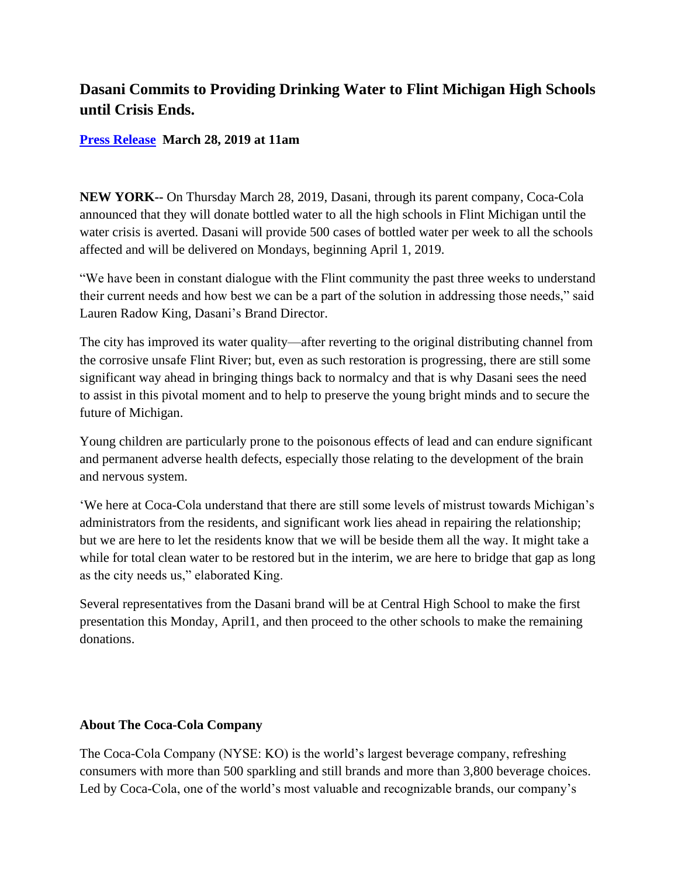# Dasani Commits to Providing Drinking Water to Flint Michigan High Schools until Crisis Ends.

**[Press Release](#)  March 28, 2019 at 11am**

**NEW YORK--** On Thursday March 28, 2019, Dasani, through its parent company, Coca-Cola announced that they will donate bottled water to all the high schools in Flint Michigan until the water crisis is averted. Dasani will provide 500 cases of bottled water per week to all the schools affected and will be delivered on Mondays, beginning April 1, 2019.

"We have been in constant dialogue with the Flint community the past three weeks to understand their current needs and how best we can be a part of the solution in addressing those needs," said Lauren Radow King, Dasani's Brand Director.

The city has improved its water quality—after reverting to the original distributing channel from the corrosive unsafe Flint River; but, even as such restoration is progressing, there are still some significant way ahead in bringing things back to normalcy and that is why Dasani sees the need to assist in this pivotal moment and to help to preserve the young bright minds and to secure the future of Michigan.

Young children are particularly prone to the poisonous effects of lead and can endure significant and permanent adverse health defects, especially those relating to the development of the brain and nervous system.

'We here at Coca-Cola understand that there are still some levels of mistrust towards Michigan's administrators from the residents, and significant work lies ahead in repairing the relationship; but we are here to let the residents know that we will be beside them all the way. It might take a while for total clean water to be restored but in the interim, we are here to bridge that gap as long as the city needs us," elaborated King.

Several representatives from the Dasani brand will be at Central High School to make the first presentation this Monday, April1, and then proceed to the other schools to make the remaining donations.

**About The Coca-Cola Company**

The Coca-Cola Company (NYSE: KO) is the world's largest beverage company, refreshing consumers with more than 500 sparkling and still brands and more than 3,800 beverage choices. Led by Coca-Cola, one of the world's most valuable and recognizable brands, our company's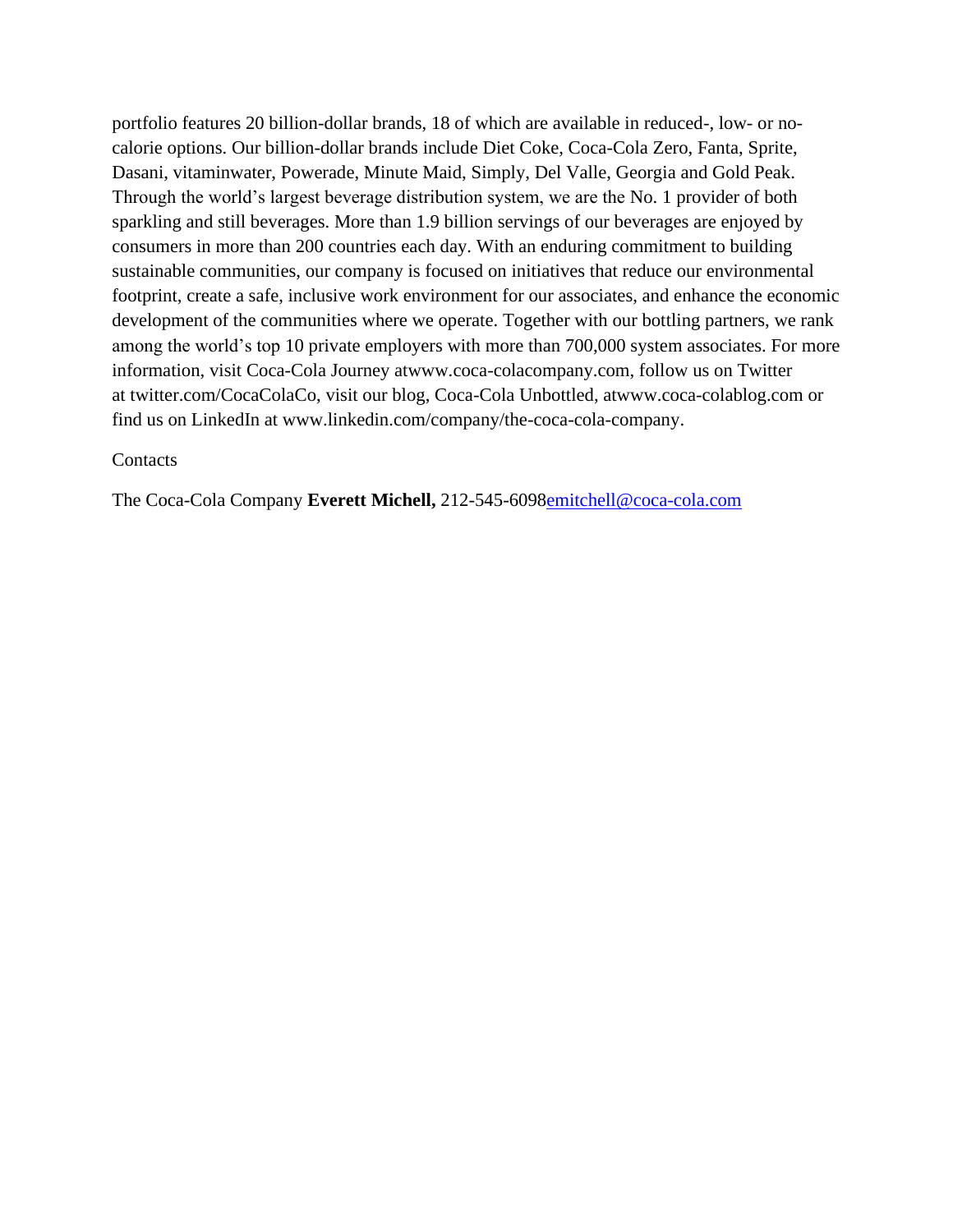portfolio features 20 billion-dollar brands, 18 of which are available in reduced-, low- or no-calorie options. Our billion-dollar brands include Diet Coke, Coca-Cola Zero, Fanta, Sprite, Dasani, vitaminwater, Powerade, Minute Maid, Simply, Del Valle, Georgia and Gold Peak. Through the world's largest beverage distribution system, we are the No. 1 provider of both sparkling and still beverages. More than 1.9 billion servings of our beverages are enjoyed by consumers in more than 200 countries each day. With an enduring commitment to building sustainable communities, our company is focused on initiatives that reduce our environmental footprint, create a safe, inclusive work environment for our associates, and enhance the economic development of the communities where we operate. Together with our bottling partners, we rank among the world's top 10 private employers with more than 700,000 system associates. For more information, visit Coca-Cola Journey atwww.coca-colacompany.com, follow us on Twitter at twitter.com/CocaColaCo, visit our blog, Coca-Cola Unbottled, atwww.coca-colablog.com or find us on LinkedIn at www.linkedin.com/company/the-coca-cola-company.

Contacts

The Coca-Cola Company **Everett Michell,** 212-545-6098emitchell@coca-cola.com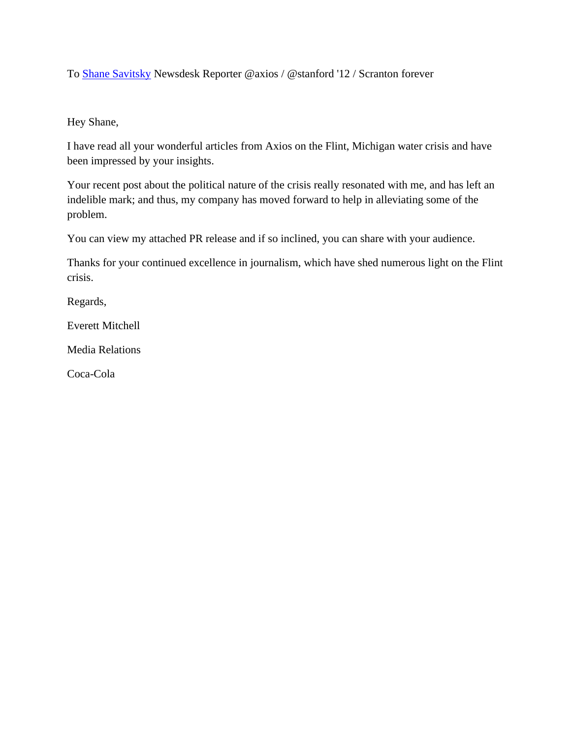To [Shane Savitsky](#) Newsdesk Reporter @axios / @stanford '12 / Scranton forever

Hey Shane,

I have read all your wonderful articles from Axios on the Flint, Michigan water crisis and have been impressed by your insights.

Your recent post about the political nature of the crisis really resonated with me, and has left an indelible mark; and thus, my company has moved forward to help in alleviating some of the problem.

You can view my attached PR release and if so inclined, you can share with your audience.

Thanks for your continued excellence in journalism, which have shed numerous light on the Flint crisis.

Regards,

Everett Mitchell

Media Relations

Coca-Cola